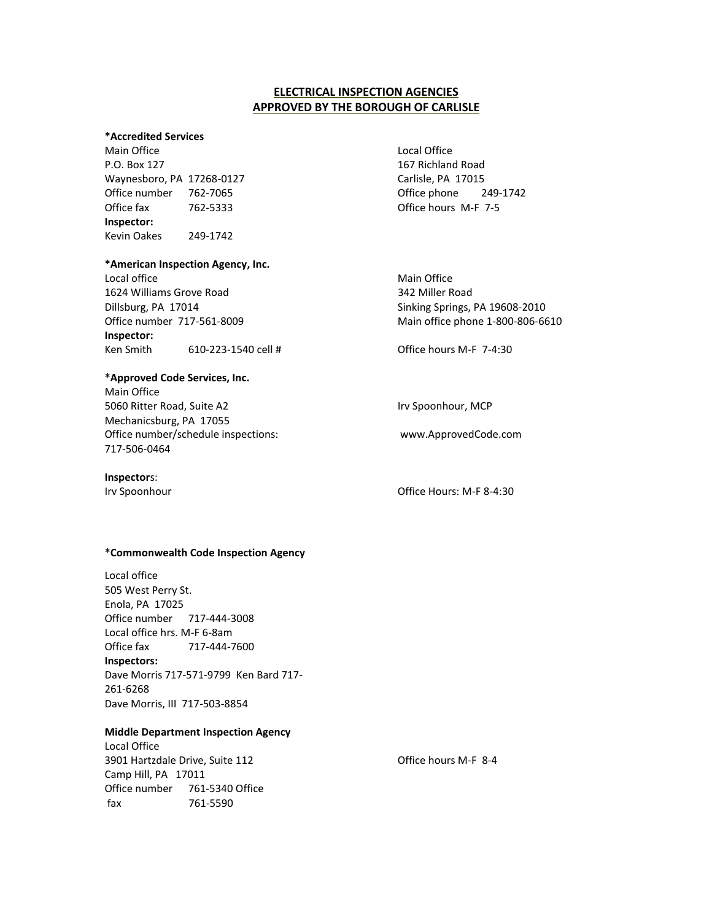# ELECTRICAL INSPECTION AGENCIES
# APPROVED BY THE BOROUGH OF CARLISLE

**\*Accredited Services**

Main Office
P.O. Box 127
Waynesboro, PA 17268-0127
Office number 762-7065
Office fax 762-5333

**Inspector:**
Kevin Oakes 249-1742

Local Office
167 Richland Road
Carlisle, PA 17015
Office phone 249-1742
Office hours M-F 7-5

**\*American Inspection Agency, Inc.**

Local office
1624 Williams Grove Road
Dillsburg, PA 17014
Office number 717-561-8009

**Inspector:**
Ken Smith 610-223-1540 cell #

Main Office
342 Miller Road
Sinking Springs, PA 19608-2010
Main office phone 1-800-806-6610

Office hours M-F 7-4:30

**\*Approved Code Services, Inc.**

Main Office
5060 Ritter Road, Suite A2
Mechanicsburg, PA 17055
Office number/schedule inspections:
717-506-0464

Irv Spoonhour, MCP

www.ApprovedCode.com

**Inspector**s:
Irv Spoonhour

Office Hours: M-F 8-4:30

**\*Commonwealth Code Inspection Agency**

Local office
505 West Perry St.
Enola, PA 17025
Office number 717-444-3008
Local office hrs. M-F 6-8am
Office fax 717-444-7600

**Inspectors:**
Dave Morris 717-571-9799 Ken Bard 717-261-6268
Dave Morris, III 717-503-8854

**Middle Department Inspection Agency**

Local Office
3901 Hartzdale Drive, Suite 112
Camp Hill, PA 17011
Office number 761-5340 Office
fax 761-5590

Office hours M-F 8-4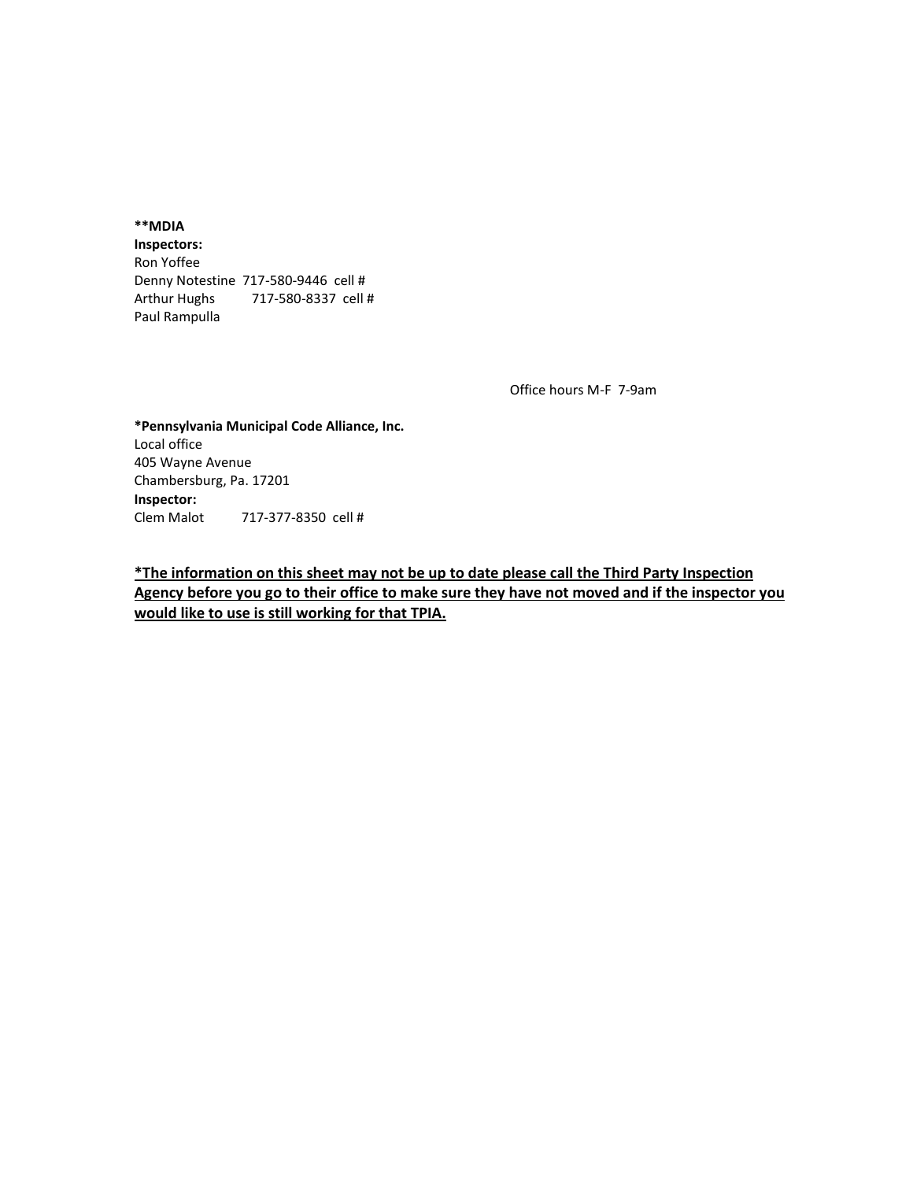**MDIA**
**Inspectors:**
Ron Yoffee
Denny Notestine 717-580-9446 cell #
Arthur Hughs 717-580-8337 cell #
Paul Rampulla

Office hours M-F 7-9am

***Pennsylvania Municipal Code Alliance, Inc.**
Local office
405 Wayne Avenue
Chambersburg, Pa. 17201
**Inspector:**
Clem Malot 717-377-8350 cell #

***The information on this sheet may not be up to date please call the Third Party Inspection Agency before you go to their office to make sure they have not moved and if the inspector you would like to use is still working for that TPIA.**